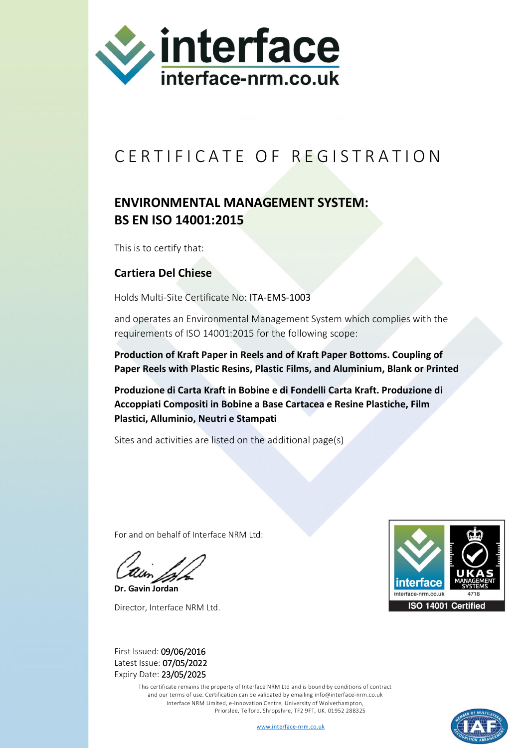interface
interface-nrm.co.uk

# CERTIFICATE OF REGISTRATION

## ENVIRONMENTAL MANAGEMENT SYSTEM: BS EN ISO 14001:2015

This is to certify that:

### Cartiera Del Chiese

Holds Multi-Site Certificate No: ITA-EMS-1003

and operates an Environmental Management System which complies with the requirements of ISO 14001:2015 for the following scope:

**Production of Kraft Paper in Reels and of Kraft Paper Bottoms. Coupling of Paper Reels with Plastic Resins, Plastic Films, and Aluminium, Blank or Printed**

**Produzione di Carta Kraft in Bobine e di Fondelli Carta Kraft. Produzione di Accoppiati Compositi in Bobine a Base Cartacea e Resine Plastiche, Film Plastici, Alluminio, Neutri e Stampati**

Sites and activities are listed on the additional page(s)

For and on behalf of Interface NRM Ltd:

**Dr. Gavin Jordan**

Director, Interface NRM Ltd.

interface
interface-nrm.co.uk
UKAS MANAGEMENT SYSTEMS
4718
ISO 14001 Certified

First Issued: 09/06/2016
Latest Issue: 07/05/2022
Expiry Date: 23/05/2025

This certificate remains the property of Interface NRM Ltd and is bound by conditions of contract and our terms of use. Certification can be validated by emailing info@interface-nrm.co.uk
Interface NRM Limited, e-Innovation Centre, University of Wolverhampton, Priorslee, Telford, Shropshire, TF2 9FT, UK. 01952 288325

www.interface-nrm.co.uk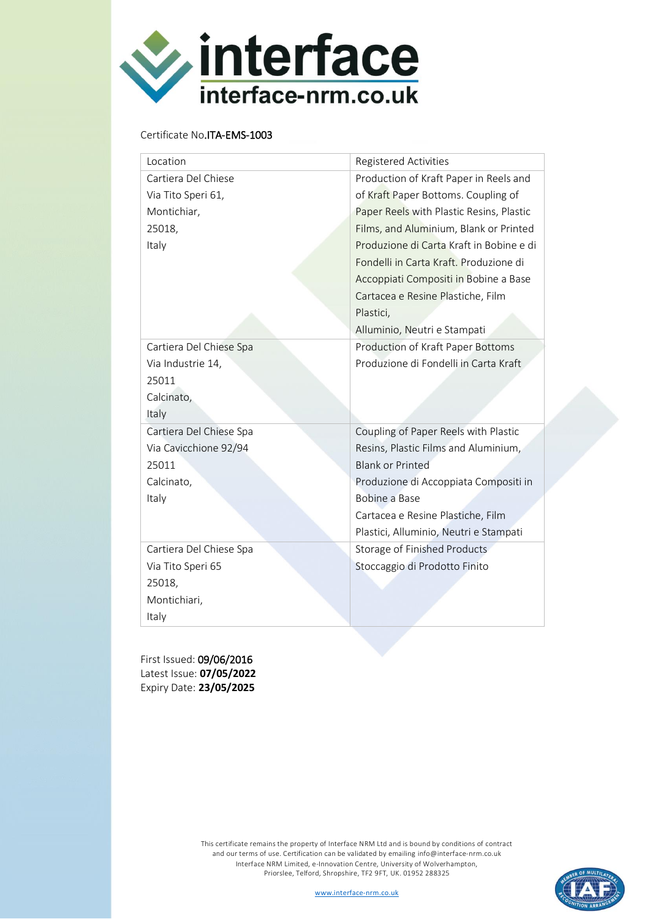Certificate No.ITA-EMS-1003

| Location | Registered Activities |
| --- | --- |
| Cartiera Del Chiese<br>Via Tito Speri 61,<br>Montichiar,<br>25018,<br>Italy | Production of Kraft Paper in Reels and of Kraft Paper Bottoms. Coupling of Paper Reels with Plastic Resins, Plastic Films, and Aluminium, Blank or Printed<br>Produzione di Carta Kraft in Bobine e di Fondelli in Carta Kraft. Produzione di Accoppiati Compositi in Bobine a Base Cartacea e Resine Plastiche, Film Plastici,<br>Alluminio, Neutri e Stampati |
| Cartiera Del Chiese Spa<br>Via Industrie 14,<br>25011<br>Calcinato,<br>Italy | Production of Kraft Paper Bottoms<br>Produzione di Fondelli in Carta Kraft |
| Cartiera Del Chiese Spa<br>Via Cavicchione 92/94<br>25011<br>Calcinato,<br>Italy | Coupling of Paper Reels with Plastic Resins, Plastic Films and Aluminium, Blank or Printed<br>Produzione di Accoppiata Compositi in Bobine a Base<br>Cartacea e Resine Plastiche, Film Plastici, Alluminio, Neutri e Stampati |
| Cartiera Del Chiese Spa<br>Via Tito Speri 65<br>25018,<br>Montichiari,<br>Italy | Storage of Finished Products<br>Stoccaggio di Prodotto Finito |

First Issued: **09/06/2016**
Latest Issue: **07/05/2022**
Expiry Date: **23/05/2025**

This certificate remains the property of Interface NRM Ltd and is bound by conditions of contract and our terms of use. Certification can be validated by emailing info@interface-nrm.co.uk
Interface NRM Limited, e-Innovation Centre, University of Wolverhampton, Priorslee, Telford, Shropshire, TF2 9FT, UK. 01952 288325

www.interface-nrm.co.uk